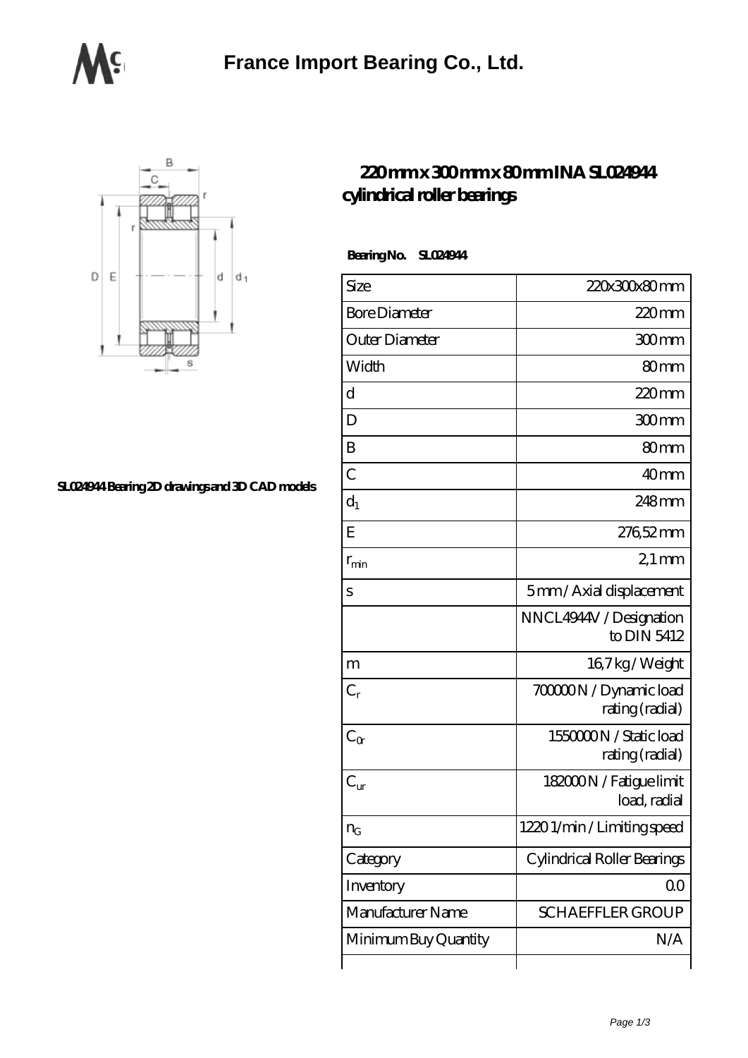# France Import Bearing Co., Ltd.

## 220 mm x 300 mm x 80 mm INA SL024944 cylindrical roller bearings

SL024944 Bearing 2D drawings and 3D CAD models

**Bearing No. SL024944**

| | |
|---|---|
| Size | 220x300x80 mm |
| Bore Diameter | 220 mm |
| Outer Diameter | 300 mm |
| Width | 80 mm |
| d | 220 mm |
| D | 300 mm |
| B | 80 mm |
| C | 40 mm |
| $d_1$ | 248 mm |
| E | 276,52 mm |
| $r_{min}$ | 2,1 mm |
| s | 5 mm / Axial displacement |
| | NNCL4944V / Designation to DIN 5412 |
| m | 16,7 kg / Weight |
| $C_r$ | 700000 N / Dynamic load rating (radial) |
| $C_{0r}$ | 1550000 N / Static load rating (radial) |
| $C_{ur}$ | 182000 N / Fatigue limit load, radial |
| $n_G$ | 1220 1/min / Limiting speed |
| Category | Cylindrical Roller Bearings |
| Inventory | 0.0 |
| Manufacturer Name | SCHAEFFLER GROUP |
| Minimum Buy Quantity | N/A |
| | |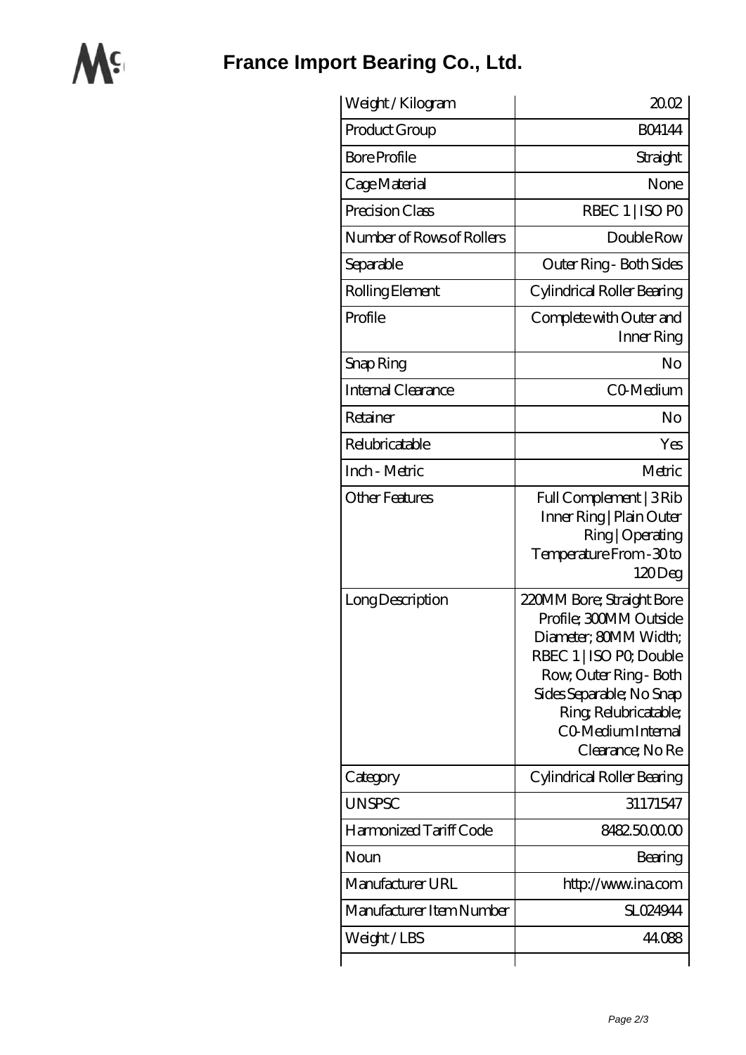# France Import Bearing Co., Ltd.

| | |
|---|---|
| Weight / Kilogram | 20.02 |
| Product Group | B04144 |
| Bore Profile | Straight |
| Cage Material | None |
| Precision Class | RBEC 1 \| ISO P0 |
| Number of Rows of Rollers | Double Row |
| Separable | Outer Ring - Both Sides |
| Rolling Element | Cylindrical Roller Bearing |
| Profile | Complete with Outer and Inner Ring |
| Snap Ring | No |
| Internal Clearance | C0-Medium |
| Retainer | No |
| Relubricatable | Yes |
| Inch - Metric | Metric |
| Other Features | Full Complement \| 3 Rib Inner Ring \| Plain Outer Ring \| Operating Temperature From -30 to 120 Deg |
| Long Description | 220MM Bore; Straight Bore Profile; 300MM Outside Diameter; 80MM Width; RBEC 1 \| ISO P0; Double Row; Outer Ring - Both Sides Separable; No Snap Ring; Relubricatable; C0-Medium Internal Clearance; No Re |
| Category | Cylindrical Roller Bearing |
| UNSPSC | 31171547 |
| Harmonized Tariff Code | 8482.50.00.00 |
| Noun | Bearing |
| Manufacturer URL | http://www.ina.com |
| Manufacturer Item Number | SL024944 |
| Weight / LBS | 44.088 |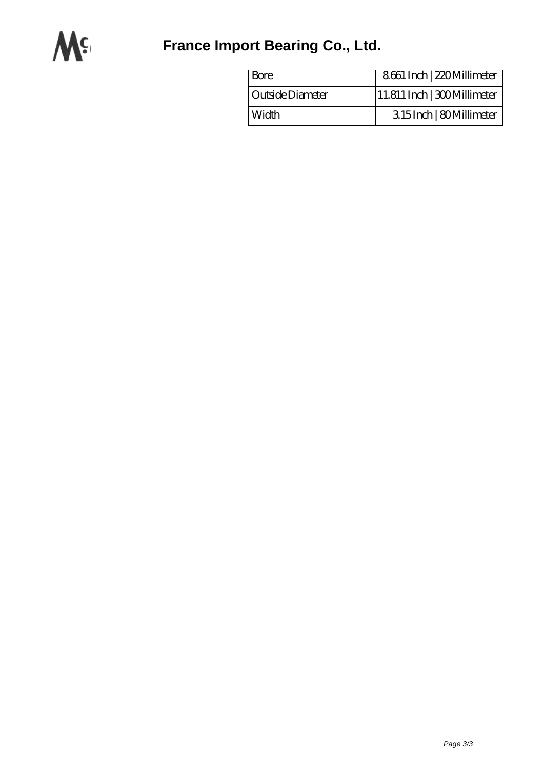# France Import Bearing Co., Ltd.

| | |
|---|---|
| Bore | 8.661 Inch \| 220 Millimeter |
| Outside Diameter | 11.811 Inch \| 300 Millimeter |
| Width | 3.15 Inch \| 80 Millimeter |